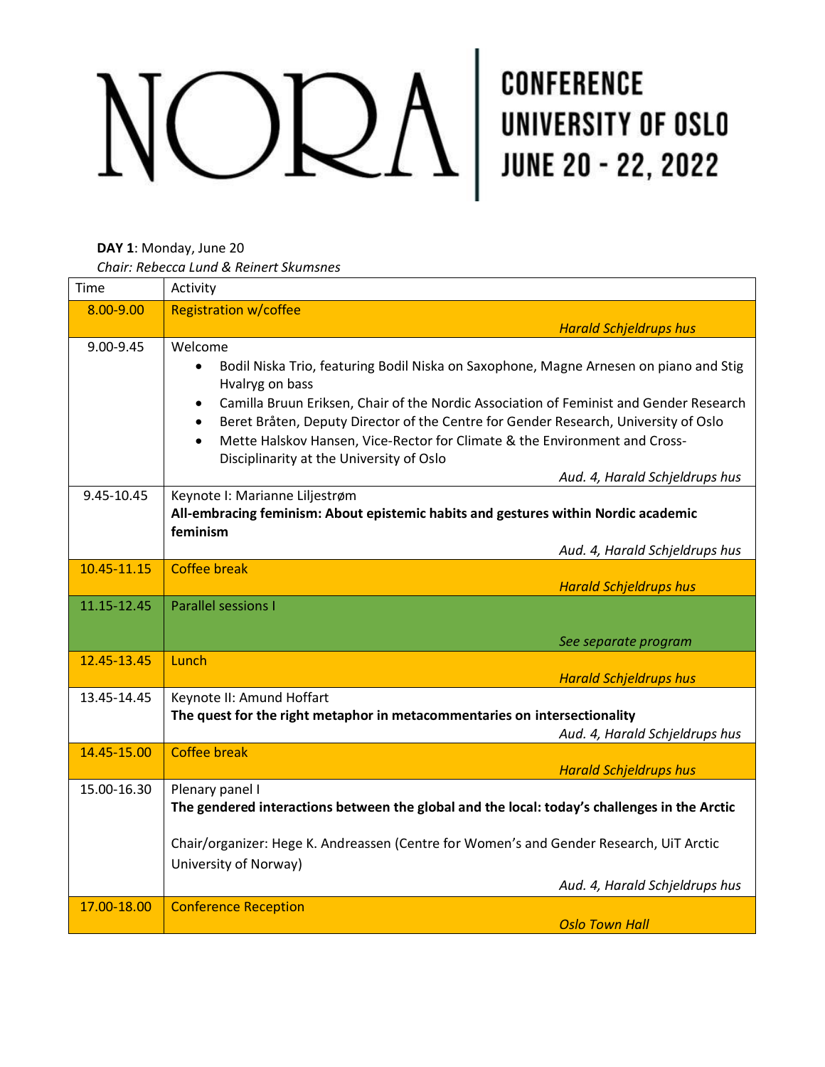# NORA

**CONFERENCE**
**UNIVERSITY OF OSLO**
**JUNE 20 - 22, 2022**

**DAY 1**: Monday, June 20

*Chair: Rebecca Lund & Reinert Skumsnes*

| Time | Activity |
|---|---|
| 8.00-9.00 | Registration w/coffee<br>*Harald Schjeldrups hus* |
| 9.00-9.45 | Welcome<br>• Bodil Niska Trio, featuring Bodil Niska on Saxophone, Magne Arnesen on piano and Stig Hvalryg on bass<br>• Camilla Bruun Eriksen, Chair of the Nordic Association of Feminist and Gender Research<br>• Beret Bråten, Deputy Director of the Centre for Gender Research, University of Oslo<br>• Mette Halskov Hansen, Vice-Rector for Climate & the Environment and Cross-Disciplinarity at the University of Oslo<br>*Aud. 4, Harald Schjeldrups hus* |
| 9.45-10.45 | Keynote I: Marianne Liljestrøm<br>**All-embracing feminism: About epistemic habits and gestures within Nordic academic feminism**<br>*Aud. 4, Harald Schjeldrups hus* |
| 10.45-11.15 | Coffee break<br>*Harald Schjeldrups hus* |
| 11.15-12.45 | Parallel sessions I<br>*See separate program* |
| 12.45-13.45 | Lunch<br>*Harald Schjeldrups hus* |
| 13.45-14.45 | Keynote II: Amund Hoffart<br>**The quest for the right metaphor in metacommentaries on intersectionality**<br>*Aud. 4, Harald Schjeldrups hus* |
| 14.45-15.00 | Coffee break<br>*Harald Schjeldrups hus* |
| 15.00-16.30 | Plenary panel I<br>**The gendered interactions between the global and the local: today's challenges in the Arctic**<br>Chair/organizer: Hege K. Andreassen (Centre for Women's and Gender Research, UiT Arctic University of Norway)<br>*Aud. 4, Harald Schjeldrups hus* |
| 17.00-18.00 | Conference Reception<br>*Oslo Town Hall* |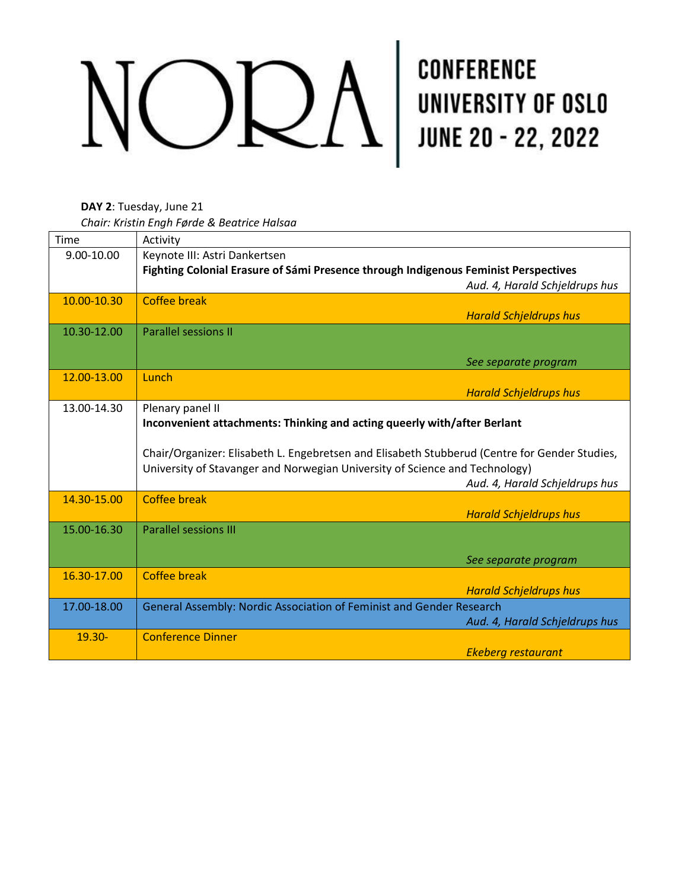# NORA

**CONFERENCE**
**UNIVERSITY OF OSLO**
**JUNE 20 - 22, 2022**

**DAY 2**: Tuesday, June 21

*Chair: Kristin Engh Førde & Beatrice Halsaa*

| Time | Activity |
|---|---|
| 9.00-10.00 | Keynote III: Astri Dankertsen<br>**Fighting Colonial Erasure of Sámi Presence through Indigenous Feminist Perspectives**<br>*Aud. 4, Harald Schjeldrups hus* |
| 10.00-10.30 | Coffee break<br>*Harald Schjeldrups hus* |
| 10.30-12.00 | Parallel sessions II<br>*See separate program* |
| 12.00-13.00 | Lunch<br>*Harald Schjeldrups hus* |
| 13.00-14.30 | Plenary panel II<br>**Inconvenient attachments: Thinking and acting queerly with/after Berlant**<br>Chair/Organizer: Elisabeth L. Engebretsen and Elisabeth Stubberud (Centre for Gender Studies, University of Stavanger and Norwegian University of Science and Technology)<br>*Aud. 4, Harald Schjeldrups hus* |
| 14.30-15.00 | Coffee break<br>*Harald Schjeldrups hus* |
| 15.00-16.30 | Parallel sessions III<br>*See separate program* |
| 16.30-17.00 | Coffee break<br>*Harald Schjeldrups hus* |
| 17.00-18.00 | General Assembly: Nordic Association of Feminist and Gender Research<br>*Aud. 4, Harald Schjeldrups hus* |
| 19.30- | Conference Dinner<br>*Ekeberg restaurant* |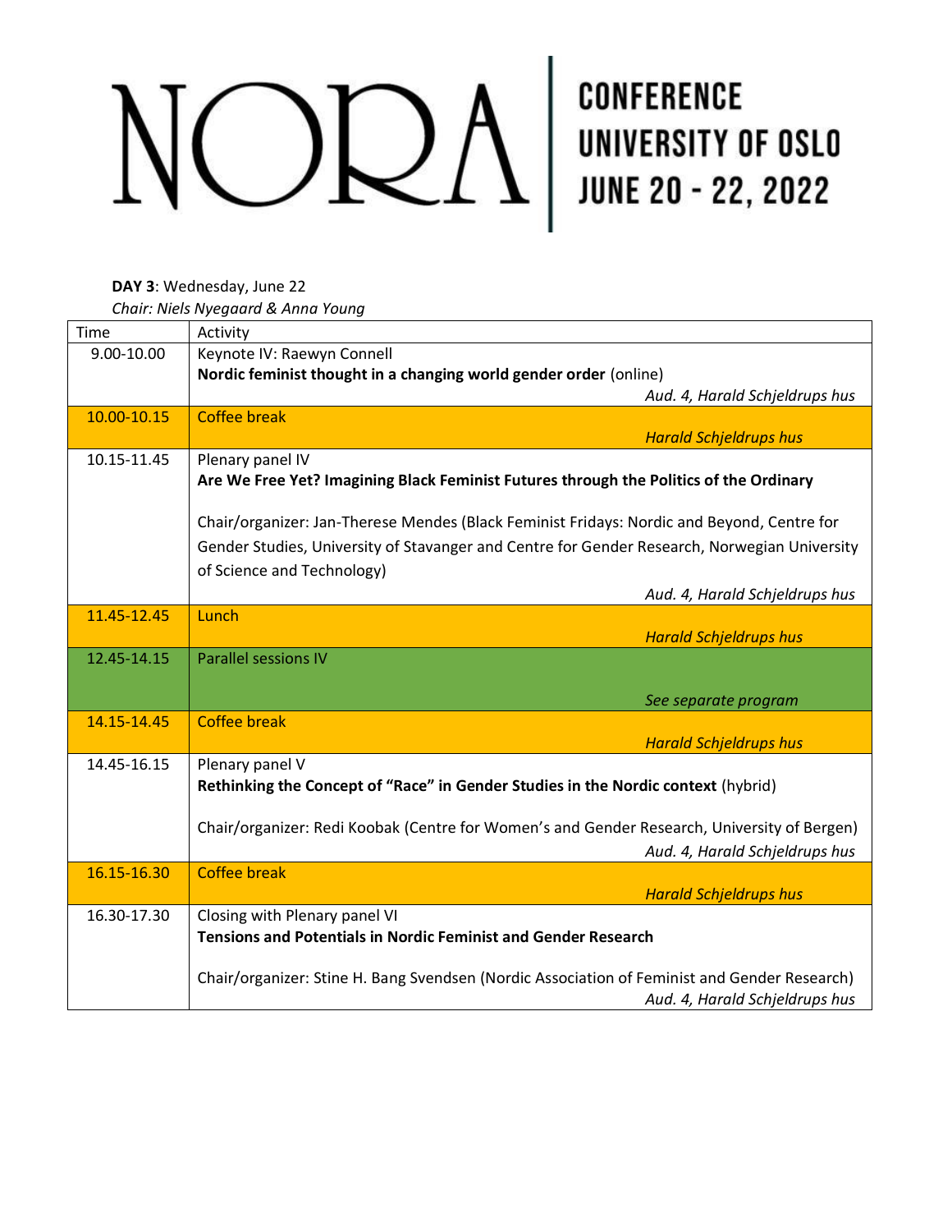NORA | CONFERENCE UNIVERSITY OF OSLO JUNE 20 - 22, 2022

**DAY 3**: Wednesday, June 22
*Chair: Niels Nyegaard & Anna Young*

| Time | Activity |
|---|---|
| 9.00-10.00 | Keynote IV: Raewyn Connell<br>**Nordic feminist thought in a changing world gender order** (online)<br>*Aud. 4, Harald Schjeldrups hus* |
| 10.00-10.15 | Coffee break<br>*Harald Schjeldrups hus* |
| 10.15-11.45 | Plenary panel IV<br>**Are We Free Yet? Imagining Black Feminist Futures through the Politics of the Ordinary**<br><br>Chair/organizer: Jan-Therese Mendes (Black Feminist Fridays: Nordic and Beyond, Centre for Gender Studies, University of Stavanger and Centre for Gender Research, Norwegian University of Science and Technology)<br>*Aud. 4, Harald Schjeldrups hus* |
| 11.45-12.45 | Lunch<br>*Harald Schjeldrups hus* |
| 12.45-14.15 | Parallel sessions IV<br><br>*See separate program* |
| 14.15-14.45 | Coffee break<br>*Harald Schjeldrups hus* |
| 14.45-16.15 | Plenary panel V<br>**Rethinking the Concept of "Race" in Gender Studies in the Nordic context** (hybrid)<br><br>Chair/organizer: Redi Koobak (Centre for Women's and Gender Research, University of Bergen)<br>*Aud. 4, Harald Schjeldrups hus* |
| 16.15-16.30 | Coffee break<br>*Harald Schjeldrups hus* |
| 16.30-17.30 | Closing with Plenary panel VI<br>**Tensions and Potentials in Nordic Feminist and Gender Research**<br><br>Chair/organizer: Stine H. Bang Svendsen (Nordic Association of Feminist and Gender Research)<br>*Aud. 4, Harald Schjeldrups hus* |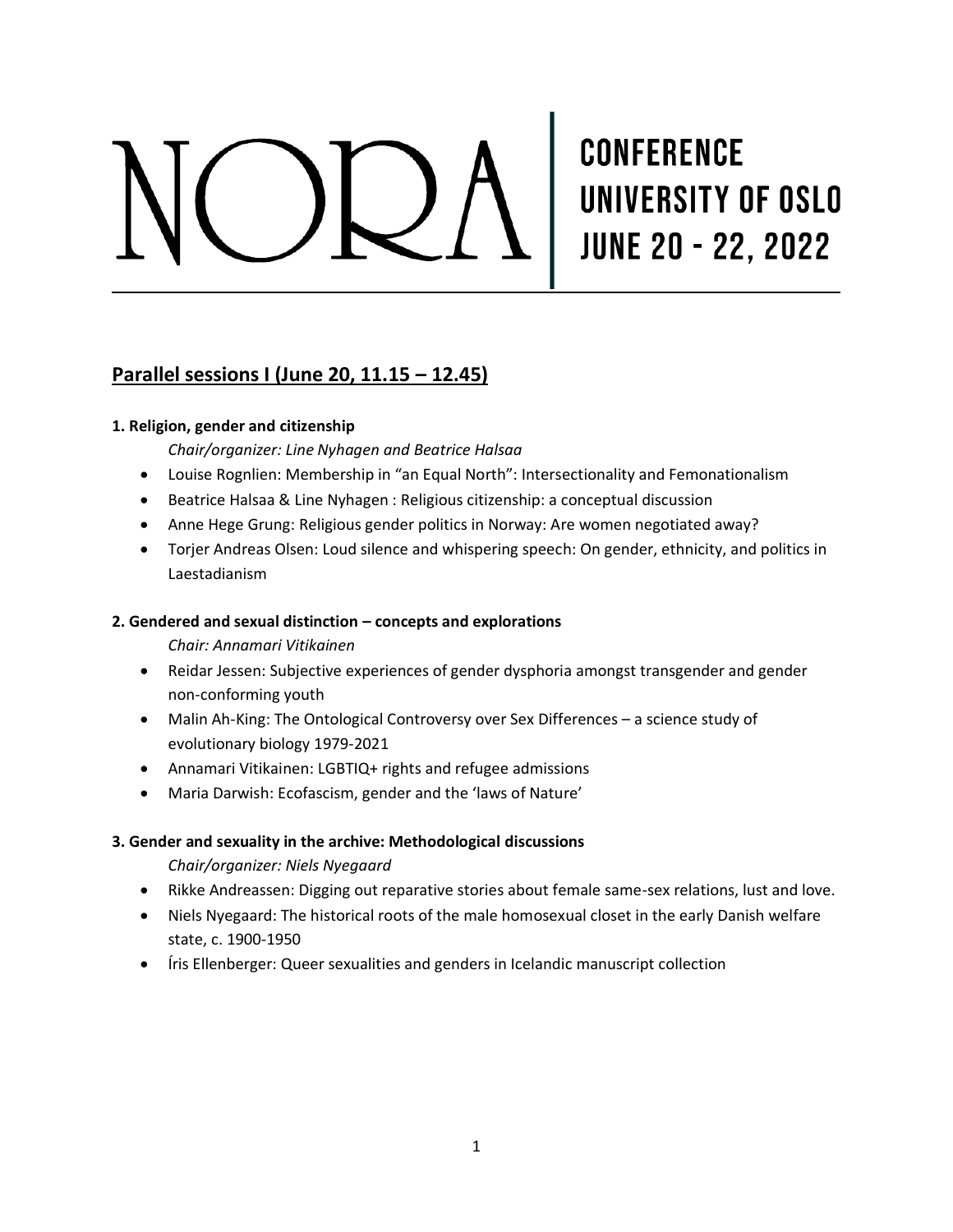# NORA CONFERENCE UNIVERSITY OF OSLO JUNE 20 - 22, 2022

## Parallel sessions I (June 20, 11.15 – 12.45)

### 1. Religion, gender and citizenship

*Chair/organizer: Line Nyhagen and Beatrice Halsaa*

- Louise Rognlien: Membership in "an Equal North": Intersectionality and Femonationalism
- Beatrice Halsaa & Line Nyhagen : Religious citizenship: a conceptual discussion
- Anne Hege Grung: Religious gender politics in Norway: Are women negotiated away?
- Torjer Andreas Olsen: Loud silence and whispering speech: On gender, ethnicity, and politics in Laestadianism

### 2. Gendered and sexual distinction – concepts and explorations

*Chair: Annamari Vitikainen*

- Reidar Jessen: Subjective experiences of gender dysphoria amongst transgender and gender non-conforming youth
- Malin Ah-King: The Ontological Controversy over Sex Differences – a science study of evolutionary biology 1979-2021
- Annamari Vitikainen: LGBTIQ+ rights and refugee admissions
- Maria Darwish: Ecofascism, gender and the 'laws of Nature'

### 3. Gender and sexuality in the archive: Methodological discussions

*Chair/organizer: Niels Nyegaard*

- Rikke Andreassen: Digging out reparative stories about female same-sex relations, lust and love.
- Niels Nyegaard: The historical roots of the male homosexual closet in the early Danish welfare state, c. 1900-1950
- Íris Ellenberger: Queer sexualities and genders in Icelandic manuscript collection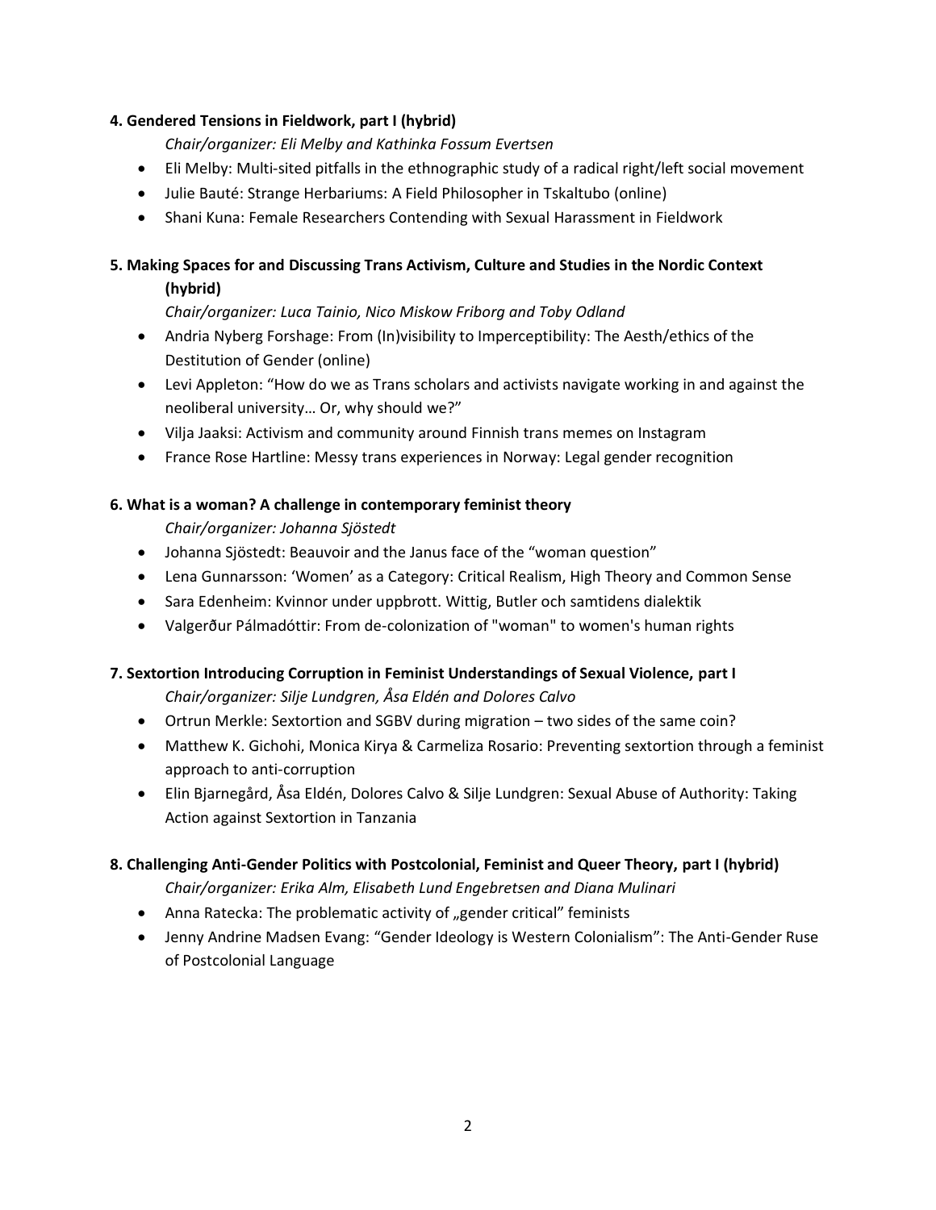**4. Gendered Tensions in Fieldwork, part I (hybrid)**

*Chair/organizer: Eli Melby and Kathinka Fossum Evertsen*

- Eli Melby: Multi-sited pitfalls in the ethnographic study of a radical right/left social movement
- Julie Bauté: Strange Herbariums: A Field Philosopher in Tskaltubo (online)
- Shani Kuna: Female Researchers Contending with Sexual Harassment in Fieldwork

**5. Making Spaces for and Discussing Trans Activism, Culture and Studies in the Nordic Context (hybrid)**

*Chair/organizer: Luca Tainio, Nico Miskow Friborg and Toby Odland*

- Andria Nyberg Forshage: From (In)visibility to Imperceptibility: The Aesth/ethics of the Destitution of Gender (online)
- Levi Appleton: "How do we as Trans scholars and activists navigate working in and against the neoliberal university… Or, why should we?"
- Vilja Jaaksi: Activism and community around Finnish trans memes on Instagram
- France Rose Hartline: Messy trans experiences in Norway: Legal gender recognition

**6. What is a woman? A challenge in contemporary feminist theory**

*Chair/organizer: Johanna Sjöstedt*

- Johanna Sjöstedt: Beauvoir and the Janus face of the "woman question"
- Lena Gunnarsson: 'Women' as a Category: Critical Realism, High Theory and Common Sense
- Sara Edenheim: Kvinnor under uppbrott. Wittig, Butler och samtidens dialektik
- Valgerður Pálmadóttir: From de-colonization of "woman" to women's human rights

**7. Sextortion Introducing Corruption in Feminist Understandings of Sexual Violence, part I**

*Chair/organizer: Silje Lundgren, Åsa Eldén and Dolores Calvo*

- Ortrun Merkle: Sextortion and SGBV during migration – two sides of the same coin?
- Matthew K. Gichohi, Monica Kirya & Carmeliza Rosario: Preventing sextortion through a feminist approach to anti-corruption
- Elin Bjarnegård, Åsa Eldén, Dolores Calvo & Silje Lundgren: Sexual Abuse of Authority: Taking Action against Sextortion in Tanzania

**8. Challenging Anti-Gender Politics with Postcolonial, Feminist and Queer Theory, part I (hybrid)**

*Chair/organizer: Erika Alm, Elisabeth Lund Engebretsen and Diana Mulinari*

- Anna Ratecka: The problematic activity of „gender critical" feminists
- Jenny Andrine Madsen Evang: "Gender Ideology is Western Colonialism": The Anti-Gender Ruse of Postcolonial Language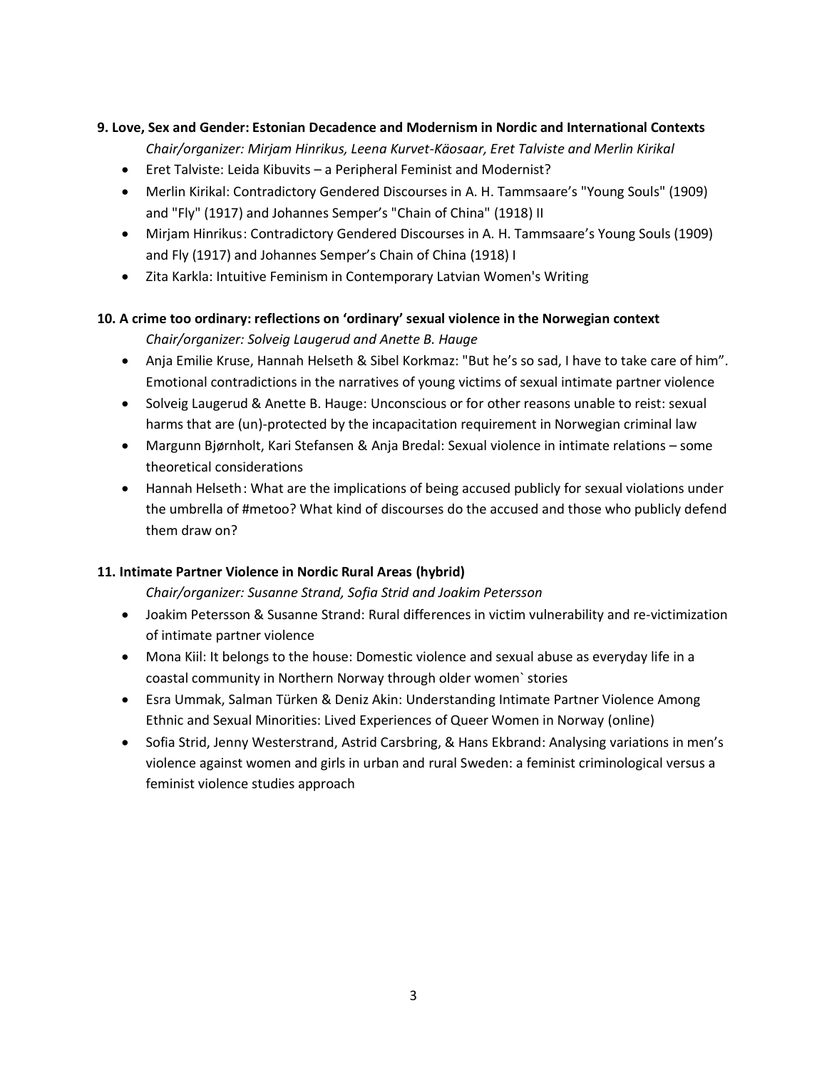**9. Love, Sex and Gender: Estonian Decadence and Modernism in Nordic and International Contexts**

*Chair/organizer: Mirjam Hinrikus, Leena Kurvet-Käosaar, Eret Talviste and Merlin Kirikal*

- Eret Talviste: Leida Kibuvits – a Peripheral Feminist and Modernist?
- Merlin Kirikal: Contradictory Gendered Discourses in A. H. Tammsaare's "Young Souls" (1909) and "Fly" (1917) and Johannes Semper's "Chain of China" (1918) II
- Mirjam Hinrikus: Contradictory Gendered Discourses in A. H. Tammsaare's Young Souls (1909) and Fly (1917) and Johannes Semper's Chain of China (1918) I
- Zita Karkla: Intuitive Feminism in Contemporary Latvian Women's Writing

**10. A crime too ordinary: reflections on 'ordinary' sexual violence in the Norwegian context**

*Chair/organizer: Solveig Laugerud and Anette B. Hauge*

- Anja Emilie Kruse, Hannah Helseth & Sibel Korkmaz: "But he's so sad, I have to take care of him". Emotional contradictions in the narratives of young victims of sexual intimate partner violence
- Solveig Laugerud & Anette B. Hauge: Unconscious or for other reasons unable to reist: sexual harms that are (un)-protected by the incapacitation requirement in Norwegian criminal law
- Margunn Bjørnholt, Kari Stefansen & Anja Bredal: Sexual violence in intimate relations – some theoretical considerations
- Hannah Helseth: What are the implications of being accused publicly for sexual violations under the umbrella of #metoo? What kind of discourses do the accused and those who publicly defend them draw on?

**11. Intimate Partner Violence in Nordic Rural Areas (hybrid)**

*Chair/organizer: Susanne Strand, Sofia Strid and Joakim Petersson*

- Joakim Petersson & Susanne Strand: Rural differences in victim vulnerability and re-victimization of intimate partner violence
- Mona Kiil: It belongs to the house: Domestic violence and sexual abuse as everyday life in a coastal community in Northern Norway through older women` stories
- Esra Ummak, Salman Türken & Deniz Akin: Understanding Intimate Partner Violence Among Ethnic and Sexual Minorities: Lived Experiences of Queer Women in Norway (online)
- Sofia Strid, Jenny Westerstrand, Astrid Carsbring, & Hans Ekbrand: Analysing variations in men's violence against women and girls in urban and rural Sweden: a feminist criminological versus a feminist violence studies approach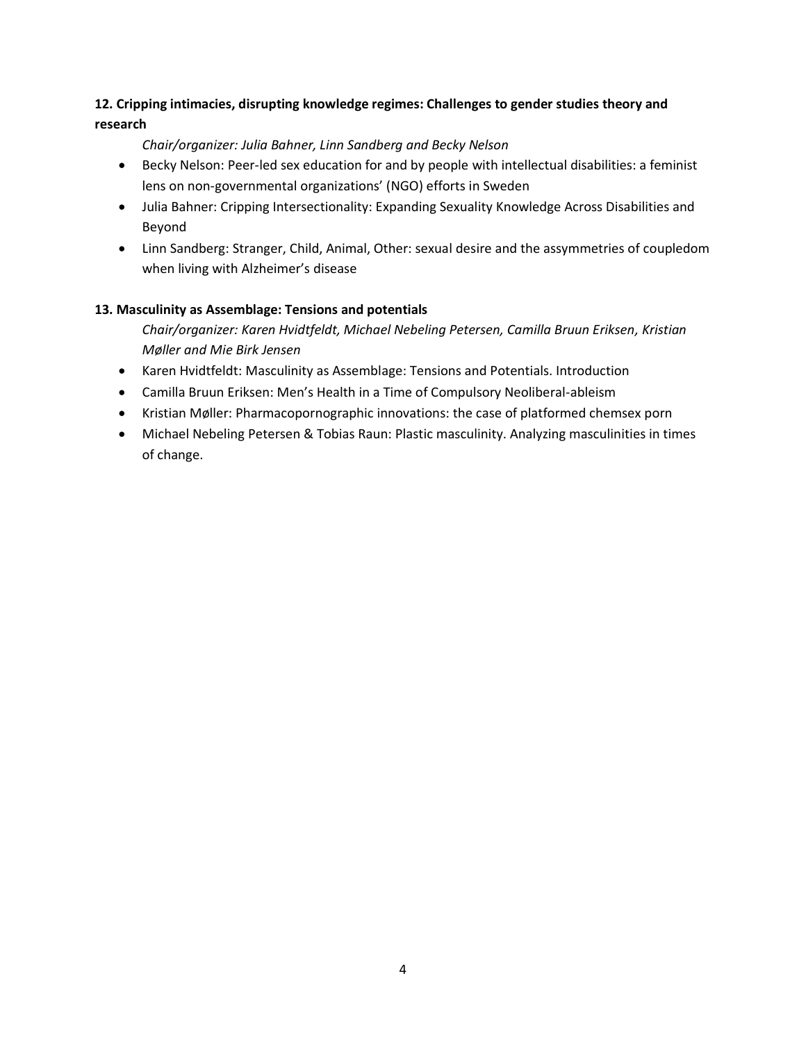**12. Cripping intimacies, disrupting knowledge regimes: Challenges to gender studies theory and research**

*Chair/organizer: Julia Bahner, Linn Sandberg and Becky Nelson*

- Becky Nelson: Peer-led sex education for and by people with intellectual disabilities: a feminist lens on non-governmental organizations' (NGO) efforts in Sweden
- Julia Bahner: Cripping Intersectionality: Expanding Sexuality Knowledge Across Disabilities and Beyond
- Linn Sandberg: Stranger, Child, Animal, Other: sexual desire and the assymmetries of coupledom when living with Alzheimer's disease

**13. Masculinity as Assemblage: Tensions and potentials**

*Chair/organizer: Karen Hvidtfeldt, Michael Nebeling Petersen, Camilla Bruun Eriksen, Kristian Møller and Mie Birk Jensen*

- Karen Hvidtfeldt: Masculinity as Assemblage: Tensions and Potentials. Introduction
- Camilla Bruun Eriksen: Men's Health in a Time of Compulsory Neoliberal-ableism
- Kristian Møller: Pharmacopornographic innovations: the case of platformed chemsex porn
- Michael Nebeling Petersen & Tobias Raun: Plastic masculinity. Analyzing masculinities in times of change.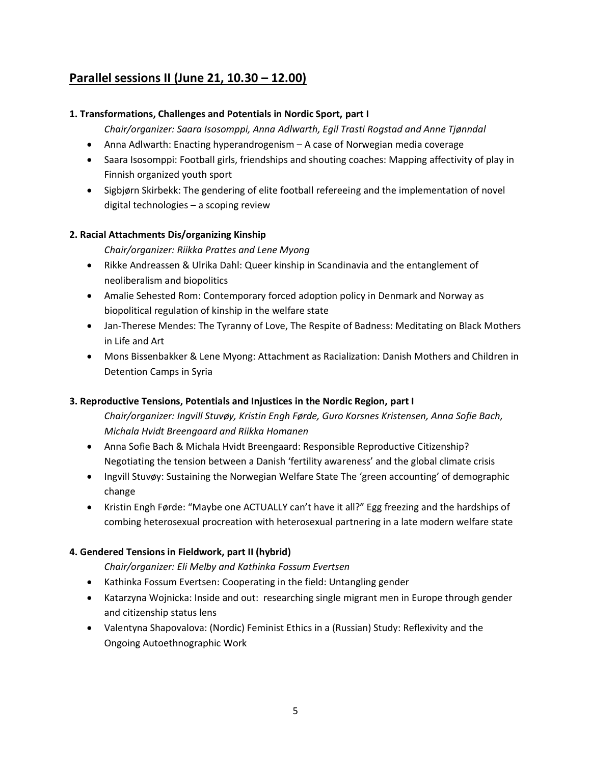## Parallel sessions II (June 21, 10.30 – 12.00)

### 1. Transformations, Challenges and Potentials in Nordic Sport, part I

*Chair/organizer: Saara Isosomppi, Anna Adlwarth, Egil Trasti Rogstad and Anne Tjønndal*

- Anna Adlwarth: Enacting hyperandrogenism – A case of Norwegian media coverage
- Saara Isosomppi: Football girls, friendships and shouting coaches: Mapping affectivity of play in Finnish organized youth sport
- Sigbjørn Skirbekk: The gendering of elite football refereeing and the implementation of novel digital technologies – a scoping review

### 2. Racial Attachments Dis/organizing Kinship

*Chair/organizer: Riikka Prattes and Lene Myong*

- Rikke Andreassen & Ulrika Dahl: Queer kinship in Scandinavia and the entanglement of neoliberalism and biopolitics
- Amalie Sehested Rom: Contemporary forced adoption policy in Denmark and Norway as biopolitical regulation of kinship in the welfare state
- Jan-Therese Mendes: The Tyranny of Love, The Respite of Badness: Meditating on Black Mothers in Life and Art
- Mons Bissenbakker & Lene Myong: Attachment as Racialization: Danish Mothers and Children in Detention Camps in Syria

### 3. Reproductive Tensions, Potentials and Injustices in the Nordic Region, part I

*Chair/organizer: Ingvill Stuvøy, Kristin Engh Førde, Guro Korsnes Kristensen, Anna Sofie Bach, Michala Hvidt Breengaard and Riikka Homanen*

- Anna Sofie Bach & Michala Hvidt Breengaard: Responsible Reproductive Citizenship? Negotiating the tension between a Danish 'fertility awareness' and the global climate crisis
- Ingvill Stuvøy: Sustaining the Norwegian Welfare State The 'green accounting' of demographic change
- Kristin Engh Førde: "Maybe one ACTUALLY can't have it all?" Egg freezing and the hardships of combing heterosexual procreation with heterosexual partnering in a late modern welfare state

### 4. Gendered Tensions in Fieldwork, part II (hybrid)

*Chair/organizer: Eli Melby and Kathinka Fossum Evertsen*

- Kathinka Fossum Evertsen: Cooperating in the field: Untangling gender
- Katarzyna Wojnicka: Inside and out: researching single migrant men in Europe through gender and citizenship status lens
- Valentyna Shapovalova: (Nordic) Feminist Ethics in a (Russian) Study: Reflexivity and the Ongoing Autoethnographic Work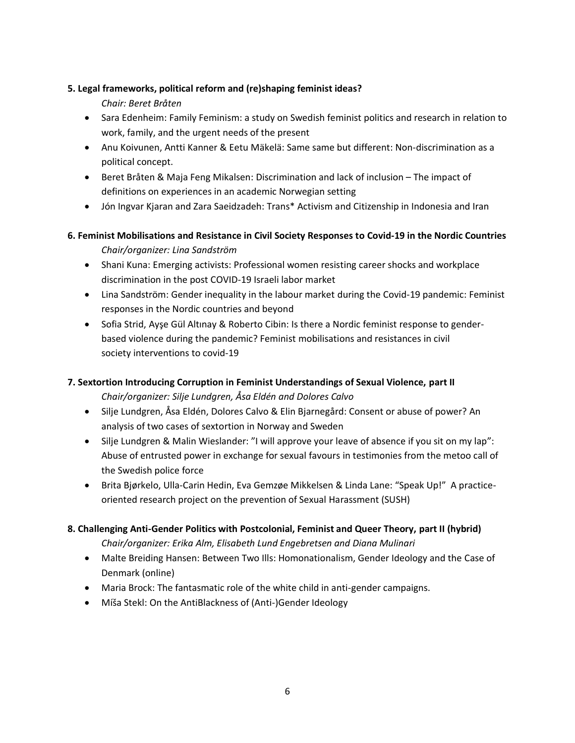**5. Legal frameworks, political reform and (re)shaping feminist ideas?**

*Chair: Beret Bråten*

- Sara Edenheim: Family Feminism: a study on Swedish feminist politics and research in relation to work, family, and the urgent needs of the present
- Anu Koivunen, Antti Kanner & Eetu Mäkelä: Same same but different: Non-discrimination as a political concept.
- Beret Bråten & Maja Feng Mikalsen: Discrimination and lack of inclusion – The impact of definitions on experiences in an academic Norwegian setting
- Jón Ingvar Kjaran and Zara Saeidzadeh: Trans* Activism and Citizenship in Indonesia and Iran

**6. Feminist Mobilisations and Resistance in Civil Society Responses to Covid-19 in the Nordic Countries**

*Chair/organizer: Lina Sandström*

- Shani Kuna: Emerging activists: Professional women resisting career shocks and workplace discrimination in the post COVID-19 Israeli labor market
- Lina Sandström: Gender inequality in the labour market during the Covid-19 pandemic: Feminist responses in the Nordic countries and beyond
- Sofia Strid, Ayşe Gül Altınay & Roberto Cibin: Is there a Nordic feminist response to gender-based violence during the pandemic? Feminist mobilisations and resistances in civil society interventions to covid-19

**7. Sextortion Introducing Corruption in Feminist Understandings of Sexual Violence, part II**

*Chair/organizer: Silje Lundgren, Åsa Eldén and Dolores Calvo*

- Silje Lundgren, Åsa Eldén, Dolores Calvo & Elin Bjarnegård: Consent or abuse of power? An analysis of two cases of sextortion in Norway and Sweden
- Silje Lundgren & Malin Wieslander: ”I will approve your leave of absence if you sit on my lap”: Abuse of entrusted power in exchange for sexual favours in testimonies from the metoo call of the Swedish police force
- Brita Bjørkelo, Ulla-Carin Hedin, Eva Gemzøe Mikkelsen & Linda Lane: "Speak Up!" A practice-oriented research project on the prevention of Sexual Harassment (SUSH)

**8. Challenging Anti-Gender Politics with Postcolonial, Feminist and Queer Theory, part II (hybrid)**

*Chair/organizer: Erika Alm, Elisabeth Lund Engebretsen and Diana Mulinari*

- Malte Breiding Hansen: Between Two Ills: Homonationalism, Gender Ideology and the Case of Denmark (online)
- Maria Brock: The fantasmatic role of the white child in anti-gender campaigns.
- Míša Stekl: On the AntiBlackness of (Anti-)Gender Ideology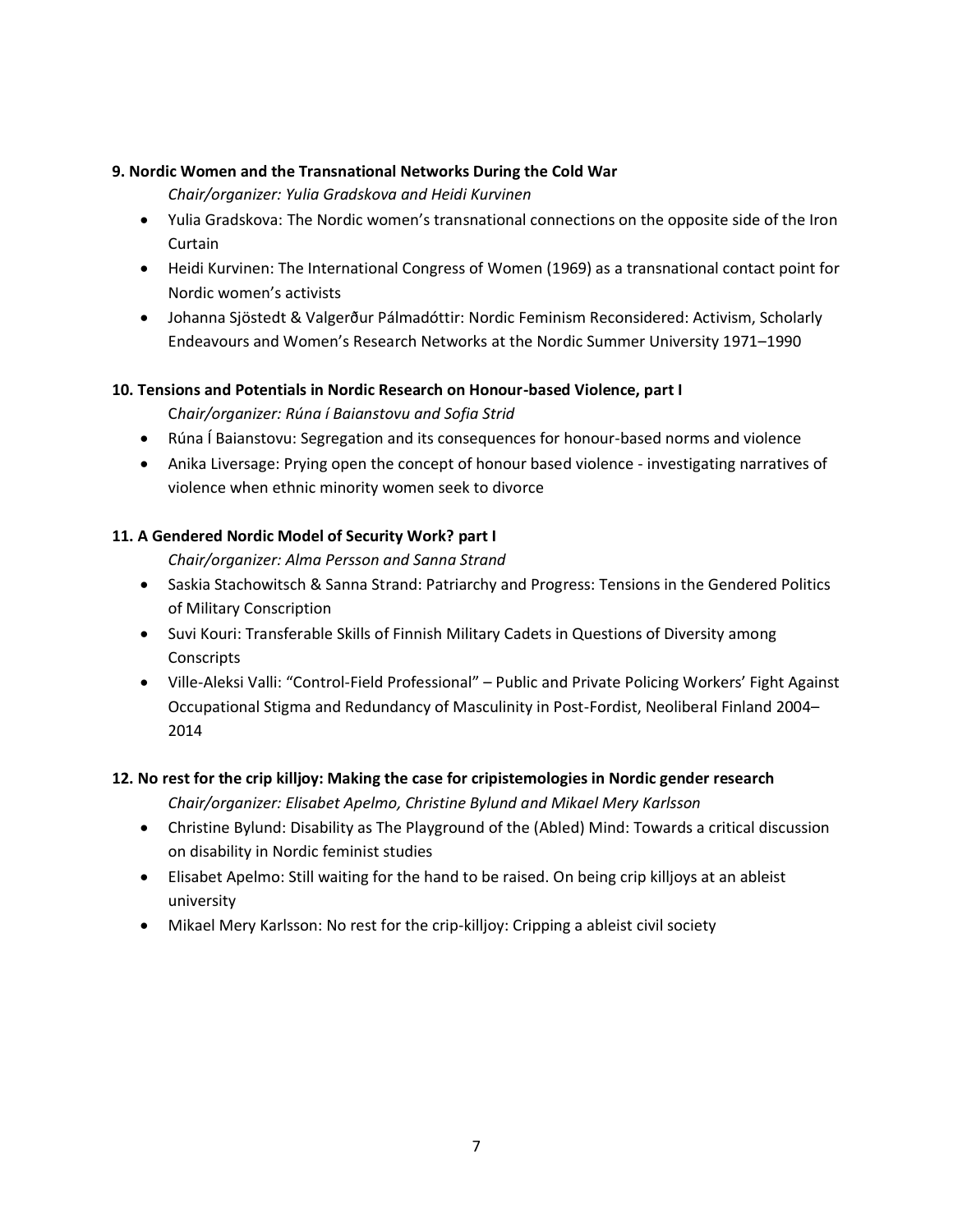**9. Nordic Women and the Transnational Networks During the Cold War**

*Chair/organizer: Yulia Gradskova and Heidi Kurvinen*

- Yulia Gradskova: The Nordic women's transnational connections on the opposite side of the Iron Curtain
- Heidi Kurvinen: The International Congress of Women (1969) as a transnational contact point for Nordic women's activists
- Johanna Sjöstedt & Valgerður Pálmadóttir: Nordic Feminism Reconsidered: Activism, Scholarly Endeavours and Women's Research Networks at the Nordic Summer University 1971–1990

**10. Tensions and Potentials in Nordic Research on Honour-based Violence, part I**

*Chair/organizer: Rúna í Baianstovu and Sofia Strid*

- Rúna Í Baianstovu: Segregation and its consequences for honour-based norms and violence
- Anika Liversage: Prying open the concept of honour based violence - investigating narratives of violence when ethnic minority women seek to divorce

**11. A Gendered Nordic Model of Security Work? part I**

*Chair/organizer: Alma Persson and Sanna Strand*

- Saskia Stachowitsch & Sanna Strand: Patriarchy and Progress: Tensions in the Gendered Politics of Military Conscription
- Suvi Kouri: Transferable Skills of Finnish Military Cadets in Questions of Diversity among Conscripts
- Ville-Aleksi Valli: "Control-Field Professional" – Public and Private Policing Workers' Fight Against Occupational Stigma and Redundancy of Masculinity in Post-Fordist, Neoliberal Finland 2004–2014

**12. No rest for the crip killjoy: Making the case for cripistemologies in Nordic gender research**

*Chair/organizer: Elisabet Apelmo, Christine Bylund and Mikael Mery Karlsson*

- Christine Bylund: Disability as The Playground of the (Abled) Mind: Towards a critical discussion on disability in Nordic feminist studies
- Elisabet Apelmo: Still waiting for the hand to be raised. On being crip killjoys at an ableist university
- Mikael Mery Karlsson: No rest for the crip-killjoy: Cripping a ableist civil society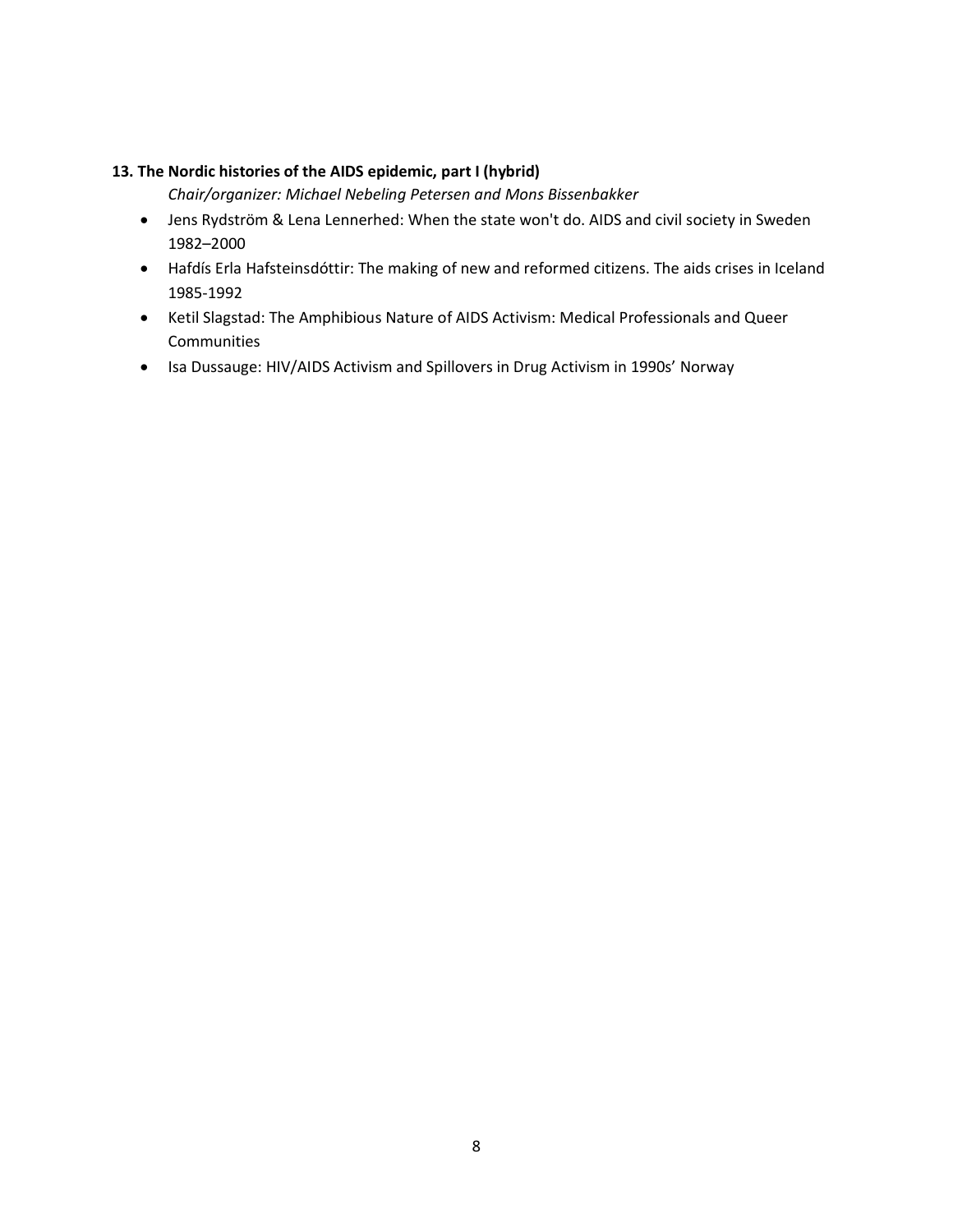### 13. The Nordic histories of the AIDS epidemic, part I (hybrid)

*Chair/organizer: Michael Nebeling Petersen and Mons Bissenbakker*

- Jens Rydström & Lena Lennerhed: When the state won't do. AIDS and civil society in Sweden 1982–2000
- Hafdís Erla Hafsteinsdóttir: The making of new and reformed citizens. The aids crises in Iceland 1985-1992
- Ketil Slagstad: The Amphibious Nature of AIDS Activism: Medical Professionals and Queer Communities
- Isa Dussauge: HIV/AIDS Activism and Spillovers in Drug Activism in 1990s' Norway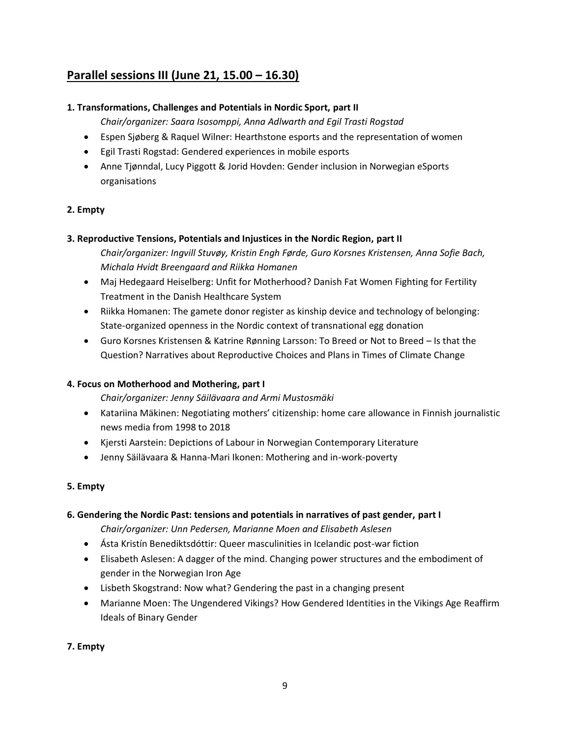## Parallel sessions III (June 21, 15.00 – 16.30)

**1. Transformations, Challenges and Potentials in Nordic Sport, part II**

*Chair/organizer: Saara Isosomppi, Anna Adlwarth and Egil Trasti Rogstad*

- Espen Sjøberg & Raquel Wilner: Hearthstone esports and the representation of women
- Egil Trasti Rogstad: Gendered experiences in mobile esports
- Anne Tjønndal, Lucy Piggott & Jorid Hovden: Gender inclusion in Norwegian eSports organisations

**2. Empty**

**3. Reproductive Tensions, Potentials and Injustices in the Nordic Region, part II**

*Chair/organizer: Ingvill Stuvøy, Kristin Engh Førde, Guro Korsnes Kristensen, Anna Sofie Bach, Michala Hvidt Breengaard and Riikka Homanen*

- Maj Hedegaard Heiselberg: Unfit for Motherhood? Danish Fat Women Fighting for Fertility Treatment in the Danish Healthcare System
- Riikka Homanen: The gamete donor register as kinship device and technology of belonging: State-organized openness in the Nordic context of transnational egg donation
- Guro Korsnes Kristensen & Katrine Rønning Larsson: To Breed or Not to Breed – Is that the Question? Narratives about Reproductive Choices and Plans in Times of Climate Change

**4. Focus on Motherhood and Mothering, part I**

*Chair/organizer: Jenny Säilävaara and Armi Mustosmäki*

- Katariina Mäkinen: Negotiating mothers' citizenship: home care allowance in Finnish journalistic news media from 1998 to 2018
- Kjersti Aarstein: Depictions of Labour in Norwegian Contemporary Literature
- Jenny Säilävaara & Hanna-Mari Ikonen: Mothering and in-work-poverty

**5. Empty**

**6. Gendering the Nordic Past: tensions and potentials in narratives of past gender, part I**

*Chair/organizer: Unn Pedersen, Marianne Moen and Elisabeth Aslesen*

- Ásta Kristín Benediktsdóttir: Queer masculinities in Icelandic post-war fiction
- Elisabeth Aslesen: A dagger of the mind. Changing power structures and the embodiment of gender in the Norwegian Iron Age
- Lisbeth Skogstrand: Now what? Gendering the past in a changing present
- Marianne Moen: The Ungendered Vikings? How Gendered Identities in the Vikings Age Reaffirm Ideals of Binary Gender

**7. Empty**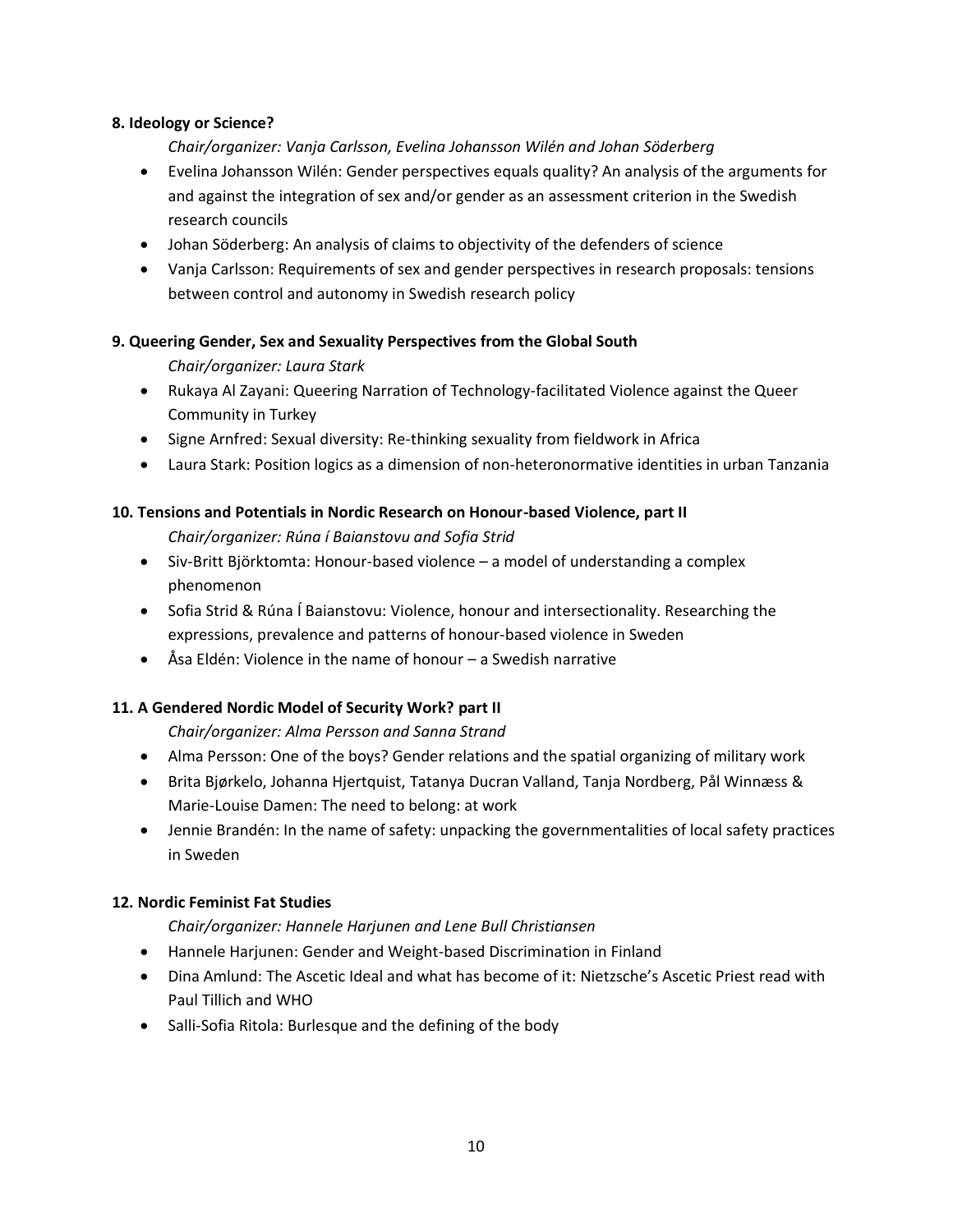**8. Ideology or Science?**

*Chair/organizer: Vanja Carlsson, Evelina Johansson Wilén and Johan Söderberg*

- Evelina Johansson Wilén: Gender perspectives equals quality? An analysis of the arguments for and against the integration of sex and/or gender as an assessment criterion in the Swedish research councils
- Johan Söderberg: An analysis of claims to objectivity of the defenders of science
- Vanja Carlsson: Requirements of sex and gender perspectives in research proposals: tensions between control and autonomy in Swedish research policy

**9. Queering Gender, Sex and Sexuality Perspectives from the Global South**

*Chair/organizer: Laura Stark*

- Rukaya Al Zayani: Queering Narration of Technology-facilitated Violence against the Queer Community in Turkey
- Signe Arnfred: Sexual diversity: Re-thinking sexuality from fieldwork in Africa
- Laura Stark: Position logics as a dimension of non-heteronormative identities in urban Tanzania

**10. Tensions and Potentials in Nordic Research on Honour-based Violence, part II**

*Chair/organizer: Rúna í Baianstovu and Sofia Strid*

- Siv-Britt Björktomta: Honour-based violence – a model of understanding a complex phenomenon
- Sofia Strid & Rúna Í Baianstovu: Violence, honour and intersectionality. Researching the expressions, prevalence and patterns of honour-based violence in Sweden
- Åsa Eldén: Violence in the name of honour – a Swedish narrative

**11. A Gendered Nordic Model of Security Work? part II**

*Chair/organizer: Alma Persson and Sanna Strand*

- Alma Persson: One of the boys? Gender relations and the spatial organizing of military work
- Brita Bjørkelo, Johanna Hjertquist, Tatanya Ducran Valland, Tanja Nordberg, Pål Winnæss & Marie-Louise Damen: The need to belong: at work
- Jennie Brandén: In the name of safety: unpacking the governmentalities of local safety practices in Sweden

**12. Nordic Feminist Fat Studies**

*Chair/organizer: Hannele Harjunen and Lene Bull Christiansen*

- Hannele Harjunen: Gender and Weight-based Discrimination in Finland
- Dina Amlund: The Ascetic Ideal and what has become of it: Nietzsche's Ascetic Priest read with Paul Tillich and WHO
- Salli-Sofia Ritola: Burlesque and the defining of the body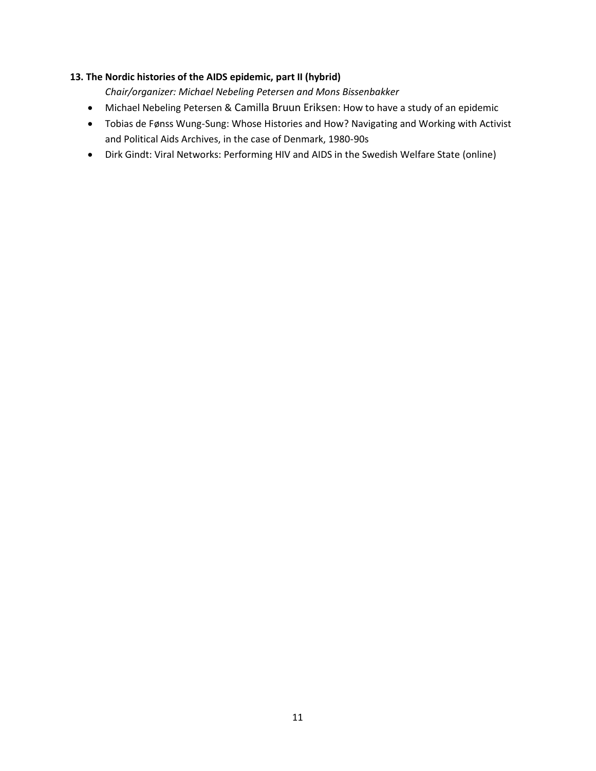**13. The Nordic histories of the AIDS epidemic, part II (hybrid)**

*Chair/organizer: Michael Nebeling Petersen and Mons Bissenbakker*

- Michael Nebeling Petersen & Camilla Bruun Eriksen: How to have a study of an epidemic
- Tobias de Fønss Wung-Sung: Whose Histories and How? Navigating and Working with Activist and Political Aids Archives, in the case of Denmark, 1980-90s
- Dirk Gindt: Viral Networks: Performing HIV and AIDS in the Swedish Welfare State (online)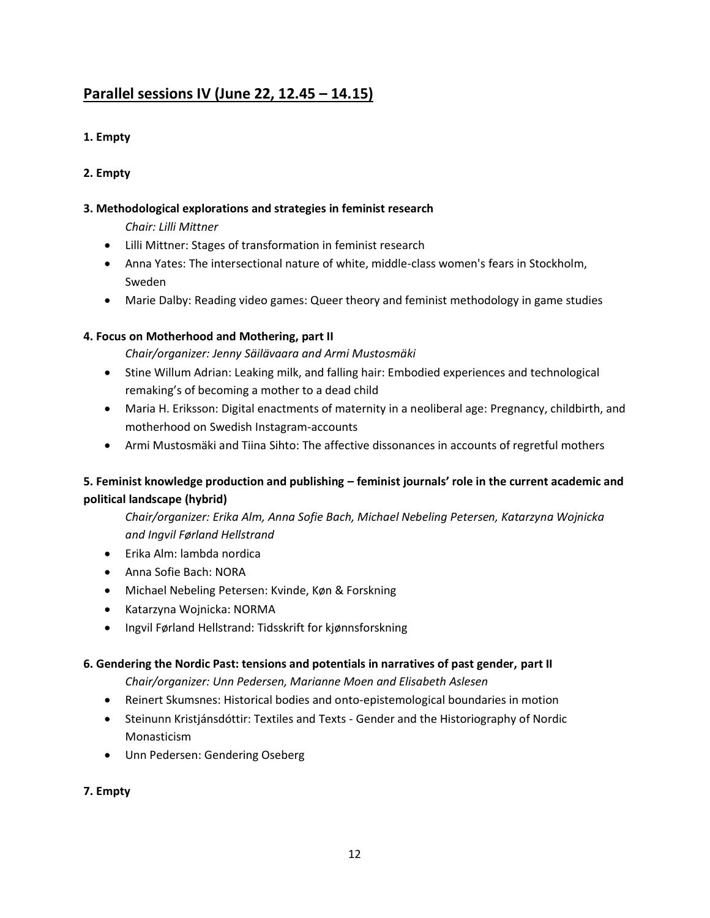## Parallel sessions IV (June 22, 12.45 – 14.15)

**1. Empty**

**2. Empty**

**3. Methodological explorations and strategies in feminist research**

*Chair: Lilli Mittner*

- Lilli Mittner: Stages of transformation in feminist research
- Anna Yates: The intersectional nature of white, middle-class women's fears in Stockholm, Sweden
- Marie Dalby: Reading video games: Queer theory and feminist methodology in game studies

**4. Focus on Motherhood and Mothering, part II**

*Chair/organizer: Jenny Säilävaara and Armi Mustosmäki*

- Stine Willum Adrian: Leaking milk, and falling hair: Embodied experiences and technological remaking's of becoming a mother to a dead child
- Maria H. Eriksson: Digital enactments of maternity in a neoliberal age: Pregnancy, childbirth, and motherhood on Swedish Instagram-accounts
- Armi Mustosmäki and Tiina Sihto: The affective dissonances in accounts of regretful mothers

**5. Feminist knowledge production and publishing – feminist journals' role in the current academic and political landscape (hybrid)**

*Chair/organizer: Erika Alm, Anna Sofie Bach, Michael Nebeling Petersen, Katarzyna Wojnicka and Ingvil Førland Hellstrand*

- Erika Alm: lambda nordica
- Anna Sofie Bach: NORA
- Michael Nebeling Petersen: Kvinde, Køn & Forskning
- Katarzyna Wojnicka: NORMA
- Ingvil Førland Hellstrand: Tidsskrift for kjønnsforskning

**6. Gendering the Nordic Past: tensions and potentials in narratives of past gender, part II**

*Chair/organizer: Unn Pedersen, Marianne Moen and Elisabeth Aslesen*

- Reinert Skumsnes: Historical bodies and onto-epistemological boundaries in motion
- Steinunn Kristjánsdóttir: Textiles and Texts - Gender and the Historiography of Nordic Monasticism
- Unn Pedersen: Gendering Oseberg

**7. Empty**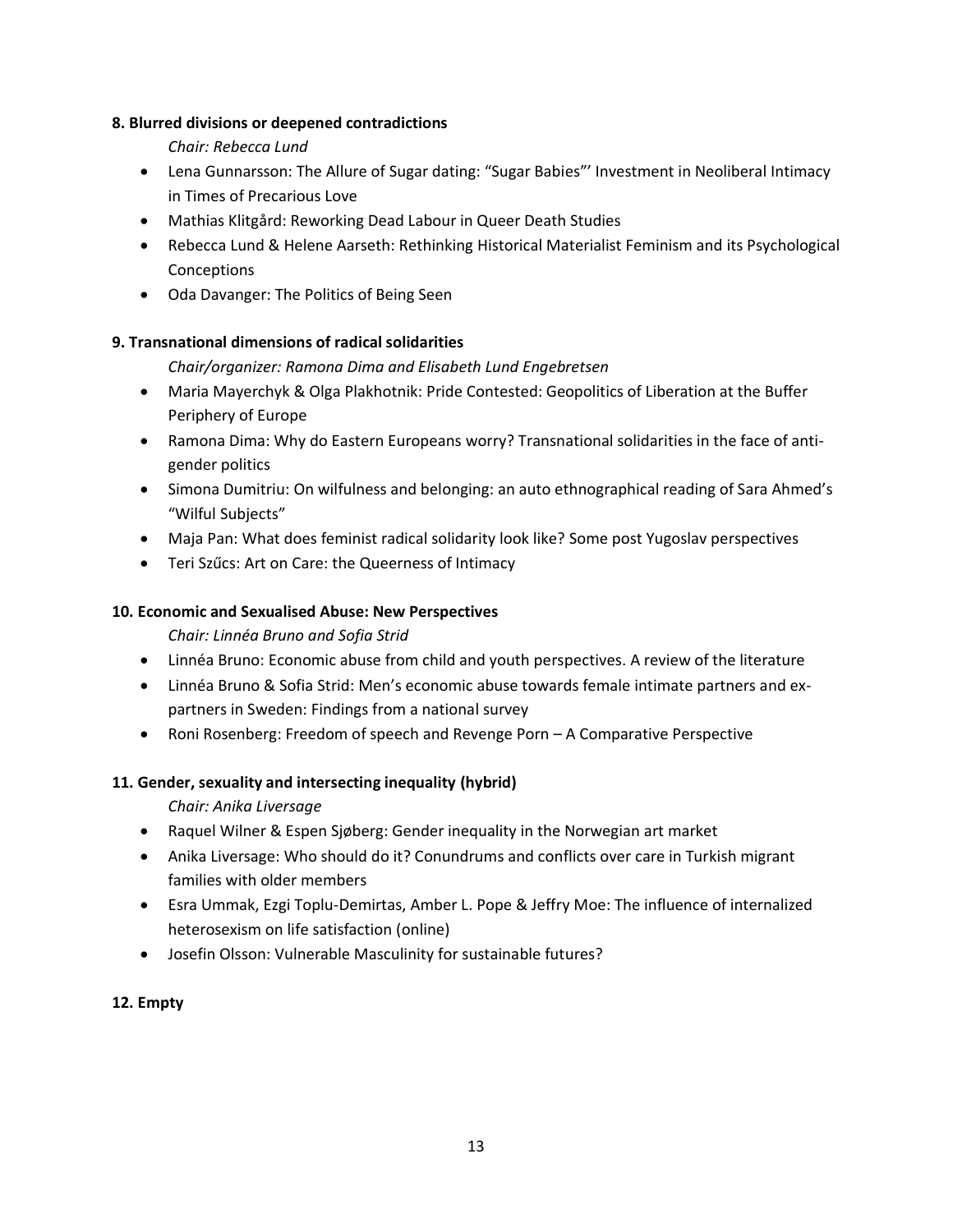**8. Blurred divisions or deepened contradictions**

*Chair: Rebecca Lund*

- Lena Gunnarsson: The Allure of Sugar dating: "Sugar Babies"' Investment in Neoliberal Intimacy in Times of Precarious Love
- Mathias Klitgård: Reworking Dead Labour in Queer Death Studies
- Rebecca Lund & Helene Aarseth: Rethinking Historical Materialist Feminism and its Psychological Conceptions
- Oda Davanger: The Politics of Being Seen

**9. Transnational dimensions of radical solidarities**

*Chair/organizer: Ramona Dima and Elisabeth Lund Engebretsen*

- Maria Mayerchyk & Olga Plakhotnik: Pride Contested: Geopolitics of Liberation at the Buffer Periphery of Europe
- Ramona Dima: Why do Eastern Europeans worry? Transnational solidarities in the face of anti-gender politics
- Simona Dumitriu: On wilfulness and belonging: an auto ethnographical reading of Sara Ahmed's "Wilful Subjects"
- Maja Pan: What does feminist radical solidarity look like? Some post Yugoslav perspectives
- Teri Szűcs: Art on Care: the Queerness of Intimacy

**10. Economic and Sexualised Abuse: New Perspectives**

*Chair: Linnéa Bruno and Sofia Strid*

- Linnéa Bruno: Economic abuse from child and youth perspectives. A review of the literature
- Linnéa Bruno & Sofia Strid: Men's economic abuse towards female intimate partners and ex-partners in Sweden: Findings from a national survey
- Roni Rosenberg: Freedom of speech and Revenge Porn – A Comparative Perspective

**11. Gender, sexuality and intersecting inequality (hybrid)**

*Chair: Anika Liversage*

- Raquel Wilner & Espen Sjøberg: Gender inequality in the Norwegian art market
- Anika Liversage: Who should do it? Conundrums and conflicts over care in Turkish migrant families with older members
- Esra Ummak, Ezgi Toplu-Demirtas, Amber L. Pope & Jeffry Moe: The influence of internalized heterosexism on life satisfaction (online)
- Josefin Olsson: Vulnerable Masculinity for sustainable futures?

**12. Empty**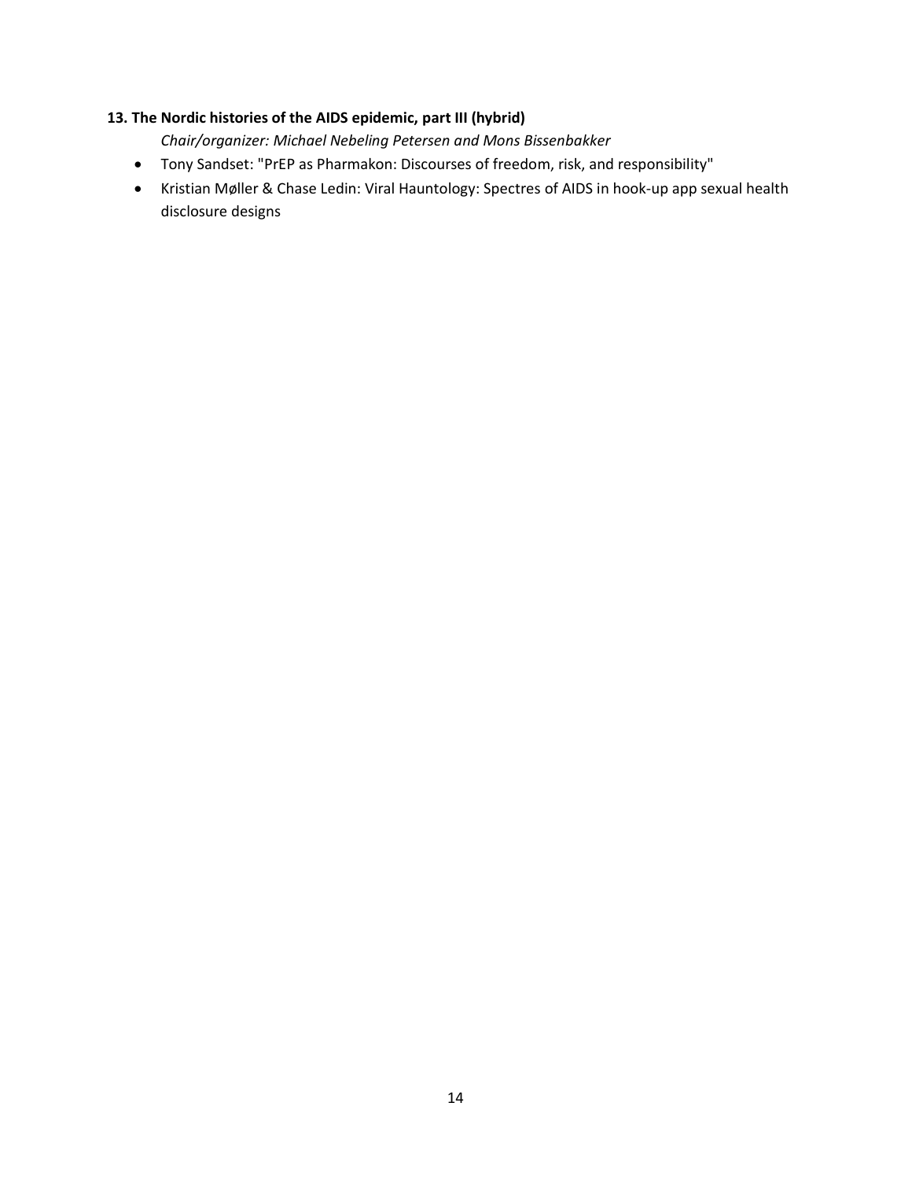**13. The Nordic histories of the AIDS epidemic, part III (hybrid)**

*Chair/organizer: Michael Nebeling Petersen and Mons Bissenbakker*

- Tony Sandset: "PrEP as Pharmakon: Discourses of freedom, risk, and responsibility"
- Kristian Møller & Chase Ledin: Viral Hauntology: Spectres of AIDS in hook-up app sexual health disclosure designs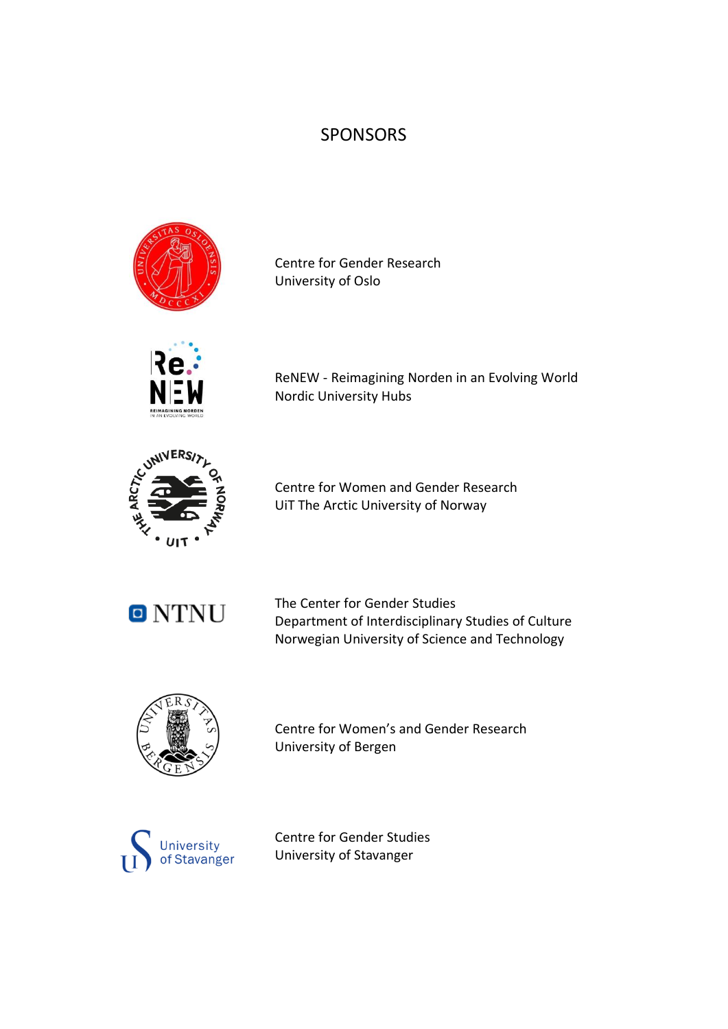# SPONSORS

Centre for Gender Research
University of Oslo

ReNEW - Reimagining Norden in an Evolving World
Nordic University Hubs

Centre for Women and Gender Research
UiT The Arctic University of Norway

The Center for Gender Studies
Department of Interdisciplinary Studies of Culture
Norwegian University of Science and Technology

Centre for Women's and Gender Research
University of Bergen

Centre for Gender Studies
University of Stavanger